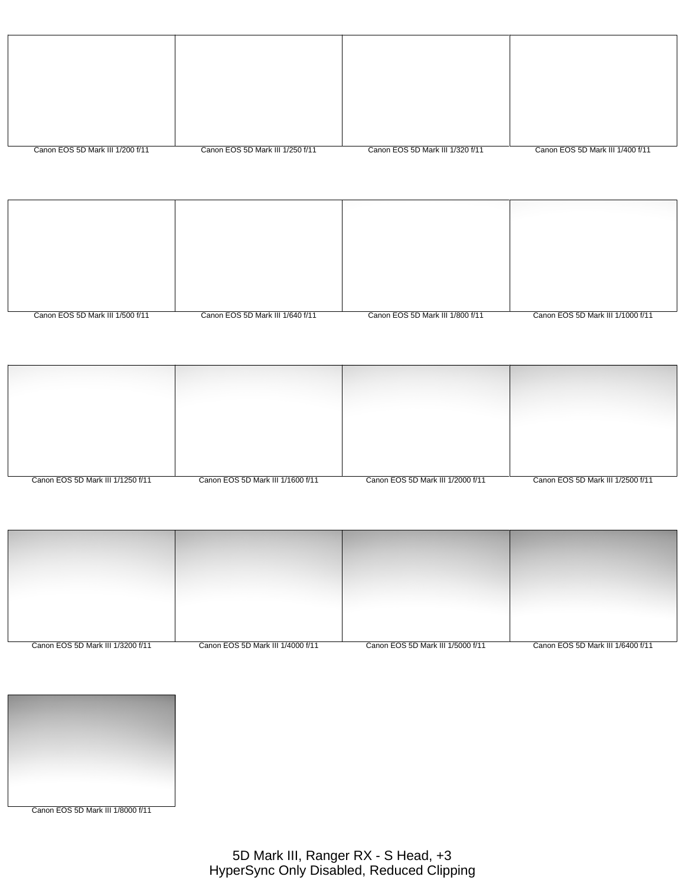Canon EOS 5D Mark III 1/200 f/11

Canon EOS 5D Mark III 1/250 f/11

Canon EOS 5D Mark III 1/320 f/11

Canon EOS 5D Mark III 1/400 f/11

Canon EOS 5D Mark III 1/500 f/11

Canon EOS 5D Mark III 1/640 f/11

Canon EOS 5D Mark III 1/800 f/11

Canon EOS 5D Mark III 1/1000 f/11

Canon EOS 5D Mark III 1/1250 f/11

Canon EOS 5D Mark III 1/1600 f/11

Canon EOS 5D Mark III 1/2000 f/11

Canon EOS 5D Mark III 1/2500 f/11

Canon EOS 5D Mark III 1/3200 f/11

Canon EOS 5D Mark III 1/4000 f/11

Canon EOS 5D Mark III 1/5000 f/11

Canon EOS 5D Mark III 1/6400 f/11

Canon EOS 5D Mark III 1/8000 f/11

5D Mark III, Ranger RX - S Head, +3
HyperSync Only Disabled, Reduced Clipping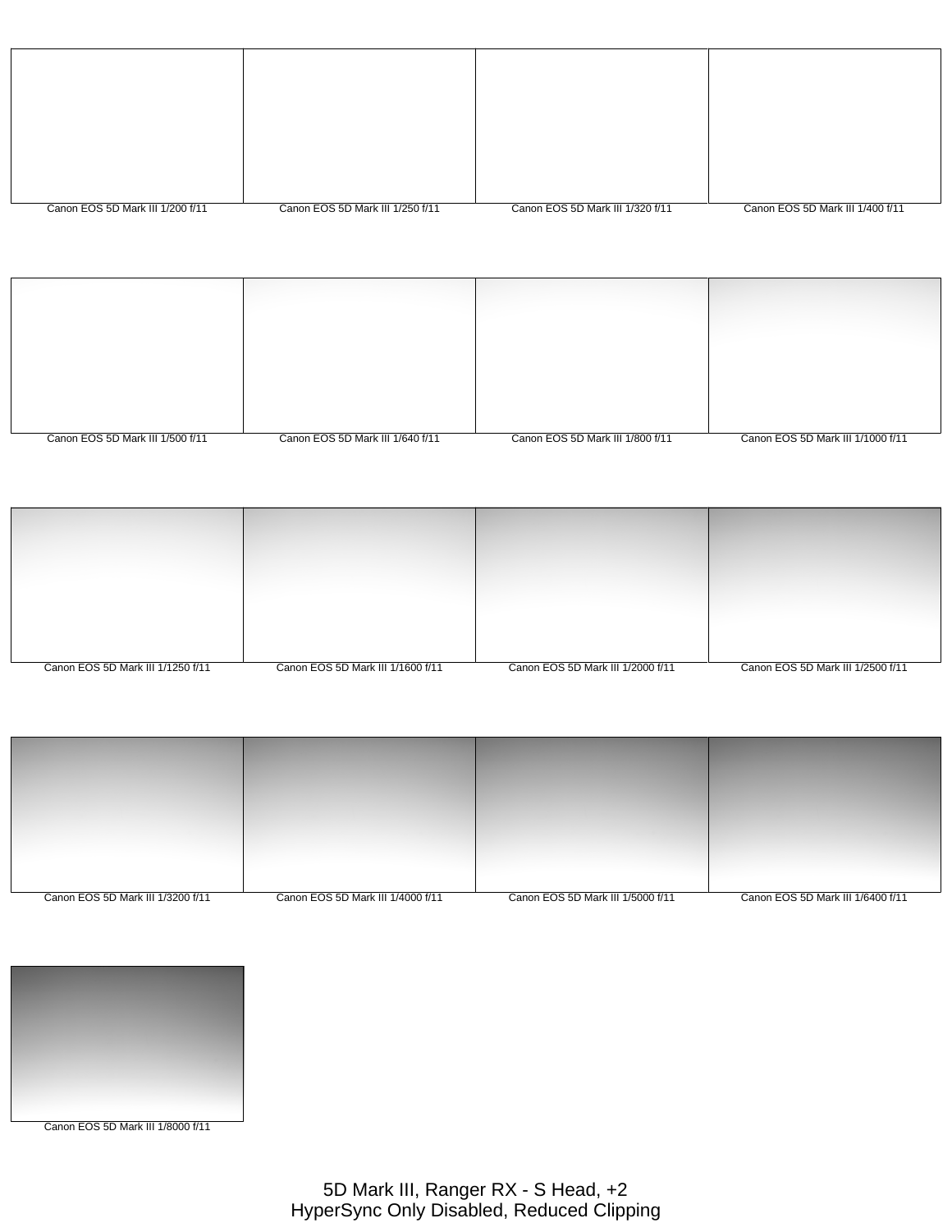Canon EOS 5D Mark III 1/200 f/11

Canon EOS 5D Mark III 1/250 f/11

Canon EOS 5D Mark III 1/320 f/11

Canon EOS 5D Mark III 1/400 f/11

Canon EOS 5D Mark III 1/500 f/11

Canon EOS 5D Mark III 1/640 f/11

Canon EOS 5D Mark III 1/800 f/11

Canon EOS 5D Mark III 1/1000 f/11

Canon EOS 5D Mark III 1/1250 f/11

Canon EOS 5D Mark III 1/1600 f/11

Canon EOS 5D Mark III 1/2000 f/11

Canon EOS 5D Mark III 1/2500 f/11

Canon EOS 5D Mark III 1/3200 f/11

Canon EOS 5D Mark III 1/4000 f/11

Canon EOS 5D Mark III 1/5000 f/11

Canon EOS 5D Mark III 1/6400 f/11

Canon EOS 5D Mark III 1/8000 f/11

5D Mark III, Ranger RX - S Head, +2
HyperSync Only Disabled, Reduced Clipping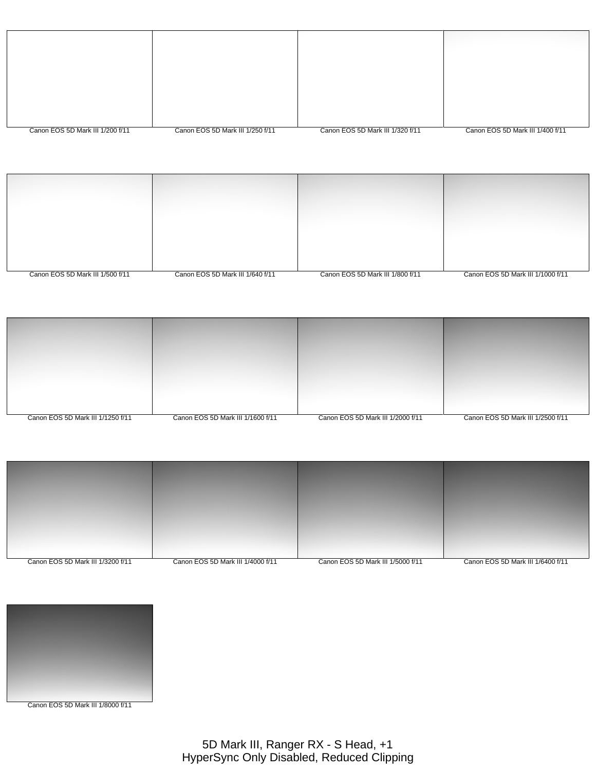Canon EOS 5D Mark III 1/200 f/11

Canon EOS 5D Mark III 1/250 f/11

Canon EOS 5D Mark III 1/320 f/11

Canon EOS 5D Mark III 1/400 f/11

Canon EOS 5D Mark III 1/500 f/11

Canon EOS 5D Mark III 1/640 f/11

Canon EOS 5D Mark III 1/800 f/11

Canon EOS 5D Mark III 1/1000 f/11

Canon EOS 5D Mark III 1/1250 f/11

Canon EOS 5D Mark III 1/1600 f/11

Canon EOS 5D Mark III 1/2000 f/11

Canon EOS 5D Mark III 1/2500 f/11

Canon EOS 5D Mark III 1/3200 f/11

Canon EOS 5D Mark III 1/4000 f/11

Canon EOS 5D Mark III 1/5000 f/11

Canon EOS 5D Mark III 1/6400 f/11

Canon EOS 5D Mark III 1/8000 f/11

5D Mark III, Ranger RX - S Head, +1
HyperSync Only Disabled, Reduced Clipping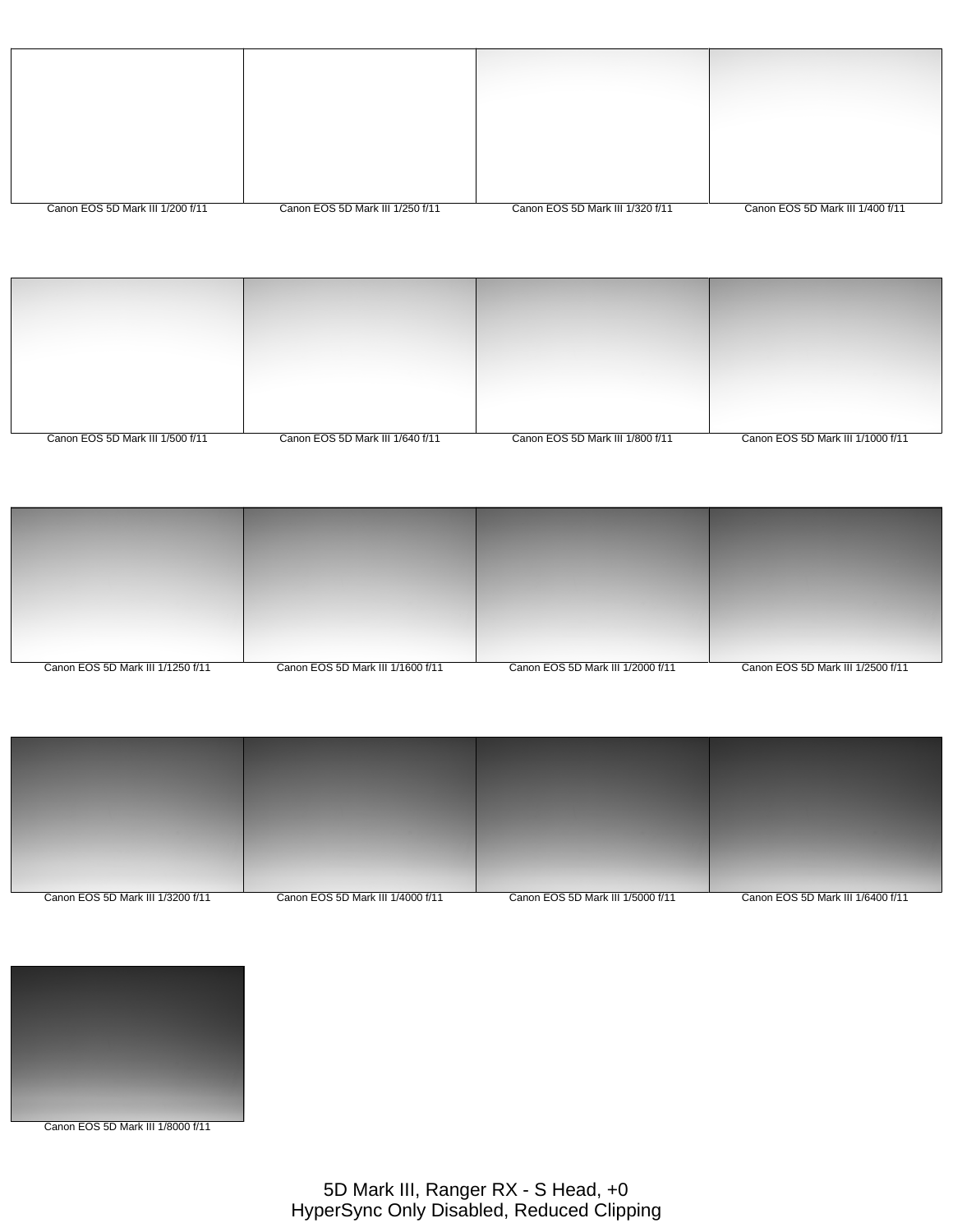Canon EOS 5D Mark III 1/200 f/11

Canon EOS 5D Mark III 1/250 f/11

Canon EOS 5D Mark III 1/320 f/11

Canon EOS 5D Mark III 1/400 f/11

Canon EOS 5D Mark III 1/500 f/11

Canon EOS 5D Mark III 1/640 f/11

Canon EOS 5D Mark III 1/800 f/11

Canon EOS 5D Mark III 1/1000 f/11

Canon EOS 5D Mark III 1/1250 f/11

Canon EOS 5D Mark III 1/1600 f/11

Canon EOS 5D Mark III 1/2000 f/11

Canon EOS 5D Mark III 1/2500 f/11

Canon EOS 5D Mark III 1/3200 f/11

Canon EOS 5D Mark III 1/4000 f/11

Canon EOS 5D Mark III 1/5000 f/11

Canon EOS 5D Mark III 1/6400 f/11

Canon EOS 5D Mark III 1/8000 f/11

5D Mark III, Ranger RX - S Head, +0
HyperSync Only Disabled, Reduced Clipping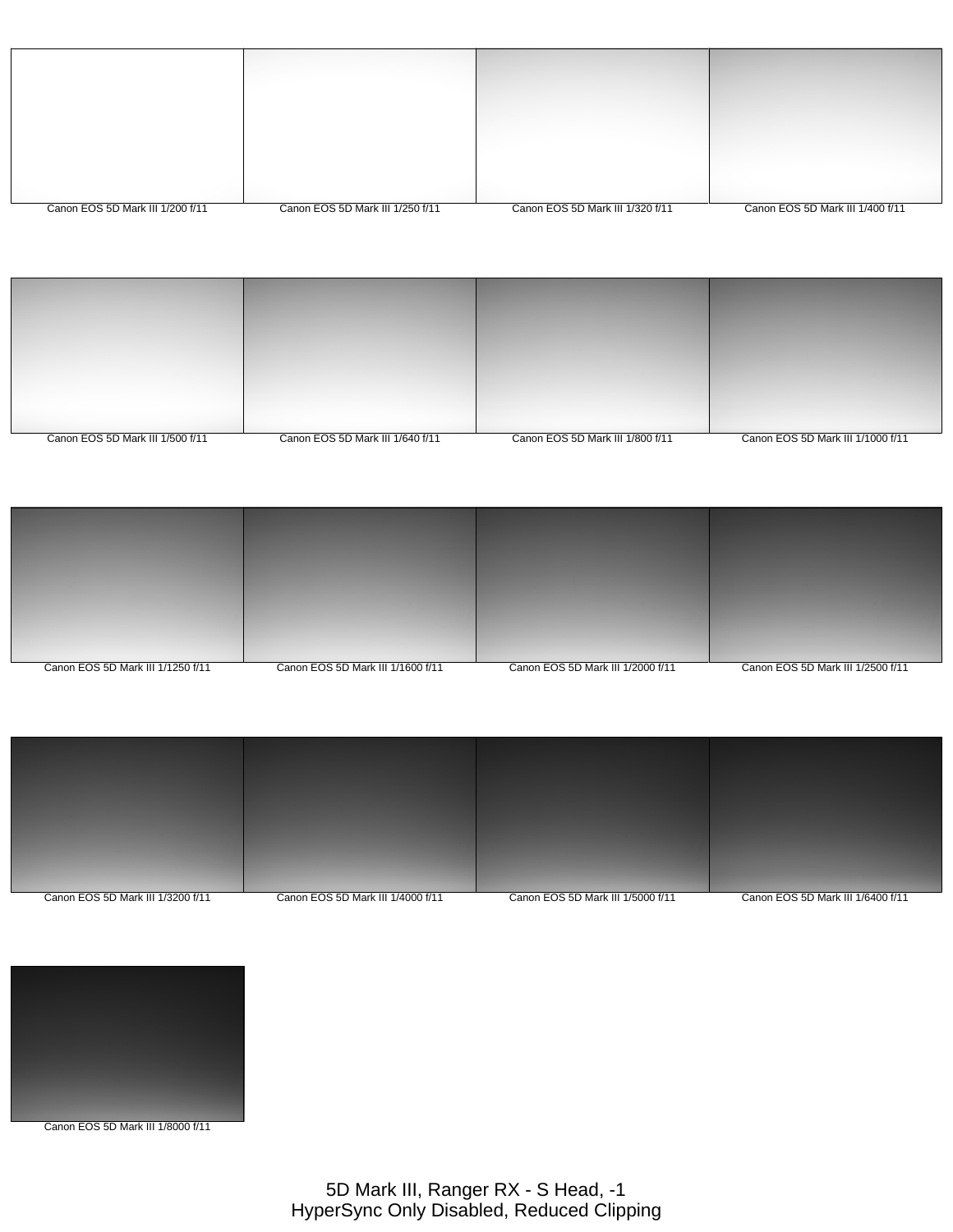Canon EOS 5D Mark III 1/200 f/11

Canon EOS 5D Mark III 1/250 f/11

Canon EOS 5D Mark III 1/320 f/11

Canon EOS 5D Mark III 1/400 f/11

Canon EOS 5D Mark III 1/500 f/11

Canon EOS 5D Mark III 1/640 f/11

Canon EOS 5D Mark III 1/800 f/11

Canon EOS 5D Mark III 1/1000 f/11

Canon EOS 5D Mark III 1/1250 f/11

Canon EOS 5D Mark III 1/1600 f/11

Canon EOS 5D Mark III 1/2000 f/11

Canon EOS 5D Mark III 1/2500 f/11

Canon EOS 5D Mark III 1/3200 f/11

Canon EOS 5D Mark III 1/4000 f/11

Canon EOS 5D Mark III 1/5000 f/11

Canon EOS 5D Mark III 1/6400 f/11

Canon EOS 5D Mark III 1/8000 f/11

5D Mark III, Ranger RX - S Head, -1
HyperSync Only Disabled, Reduced Clipping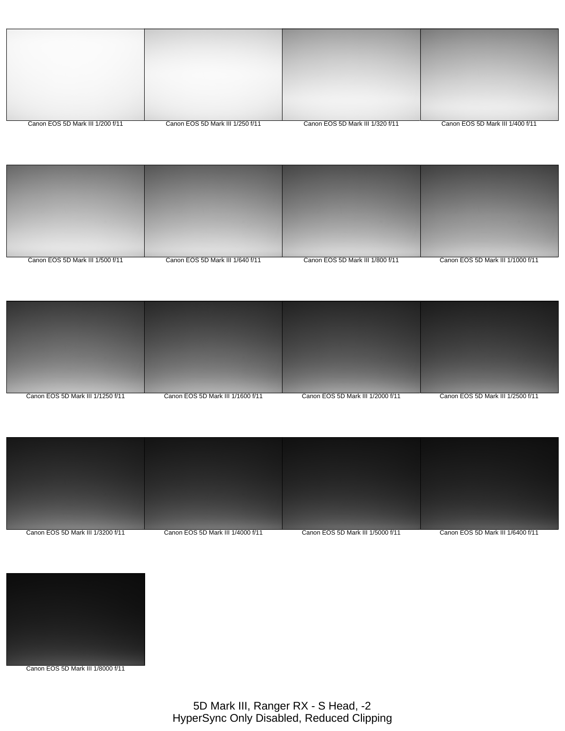Canon EOS 5D Mark III 1/200 f/11

Canon EOS 5D Mark III 1/250 f/11

Canon EOS 5D Mark III 1/320 f/11

Canon EOS 5D Mark III 1/400 f/11

Canon EOS 5D Mark III 1/500 f/11

Canon EOS 5D Mark III 1/640 f/11

Canon EOS 5D Mark III 1/800 f/11

Canon EOS 5D Mark III 1/1000 f/11

Canon EOS 5D Mark III 1/1250 f/11

Canon EOS 5D Mark III 1/1600 f/11

Canon EOS 5D Mark III 1/2000 f/11

Canon EOS 5D Mark III 1/2500 f/11

Canon EOS 5D Mark III 1/3200 f/11

Canon EOS 5D Mark III 1/4000 f/11

Canon EOS 5D Mark III 1/5000 f/11

Canon EOS 5D Mark III 1/6400 f/11

Canon EOS 5D Mark III 1/8000 f/11

5D Mark III, Ranger RX - S Head, -2
HyperSync Only Disabled, Reduced Clipping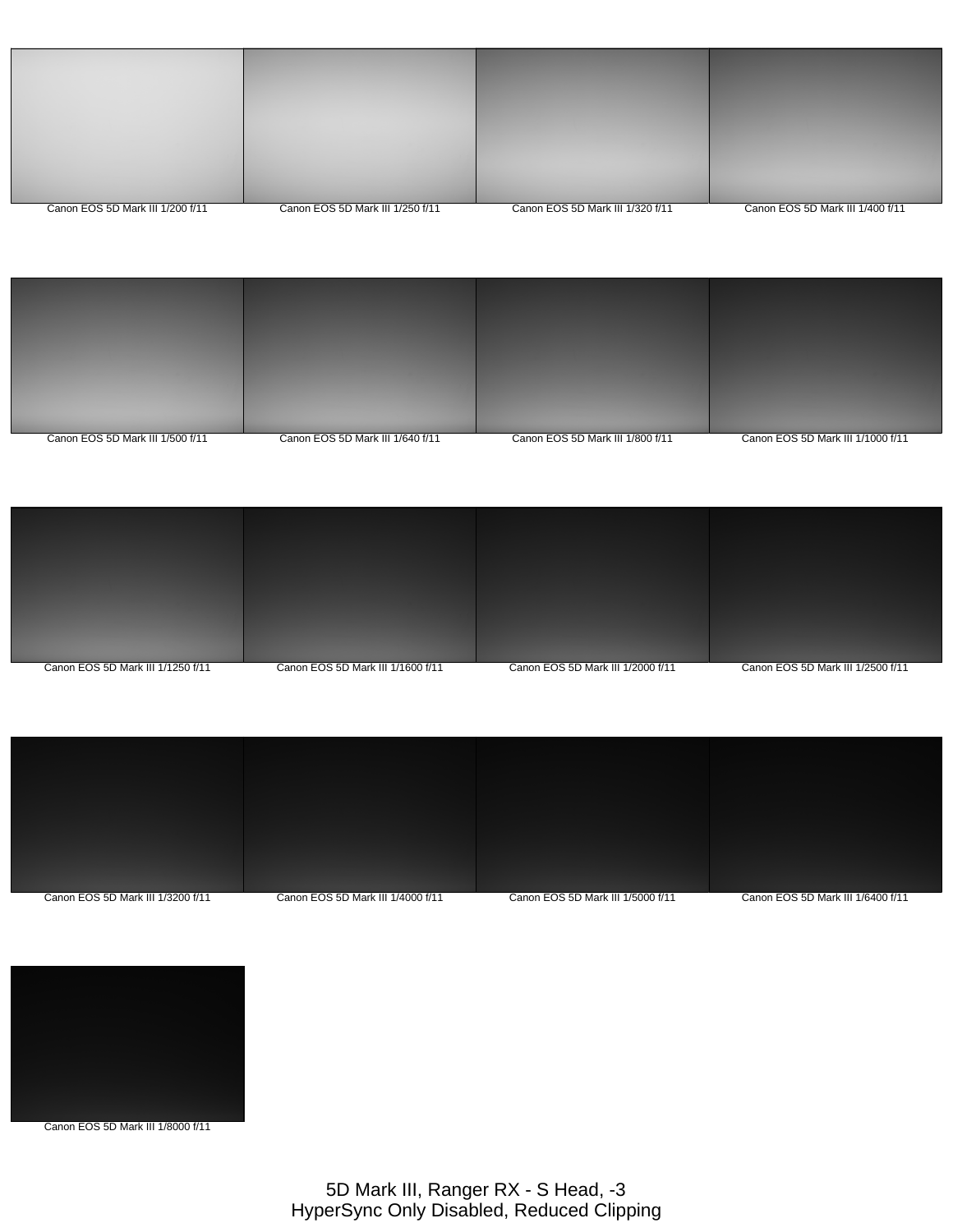Canon EOS 5D Mark III 1/200 f/11

Canon EOS 5D Mark III 1/250 f/11

Canon EOS 5D Mark III 1/320 f/11

Canon EOS 5D Mark III 1/400 f/11

Canon EOS 5D Mark III 1/500 f/11

Canon EOS 5D Mark III 1/640 f/11

Canon EOS 5D Mark III 1/800 f/11

Canon EOS 5D Mark III 1/1000 f/11

Canon EOS 5D Mark III 1/1250 f/11

Canon EOS 5D Mark III 1/1600 f/11

Canon EOS 5D Mark III 1/2000 f/11

Canon EOS 5D Mark III 1/2500 f/11

Canon EOS 5D Mark III 1/3200 f/11

Canon EOS 5D Mark III 1/4000 f/11

Canon EOS 5D Mark III 1/5000 f/11

Canon EOS 5D Mark III 1/6400 f/11

Canon EOS 5D Mark III 1/8000 f/11

5D Mark III, Ranger RX - S Head, -3

HyperSync Only Disabled, Reduced Clipping